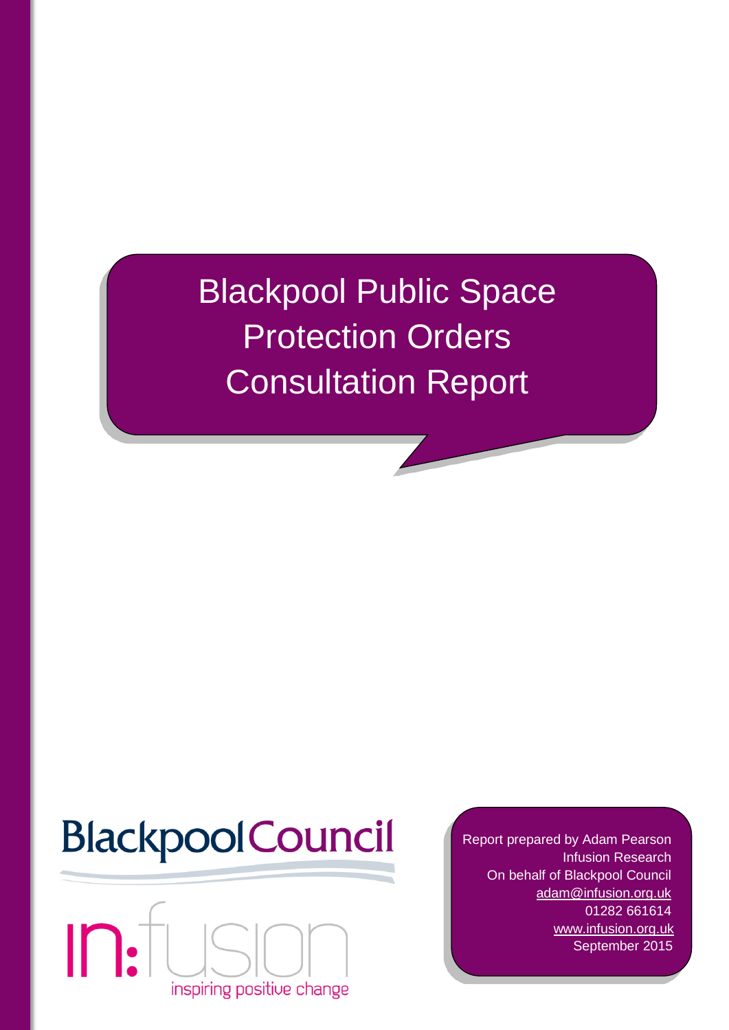# Blackpool Public Space Protection Orders Consultation Report

Blackpool Council

in:fusion inspiring positive change

Report prepared by Adam Pearson
Infusion Research
On behalf of Blackpool Council
adam@infusion.org.uk
01282 661614
www.infusion.org.uk
September 2015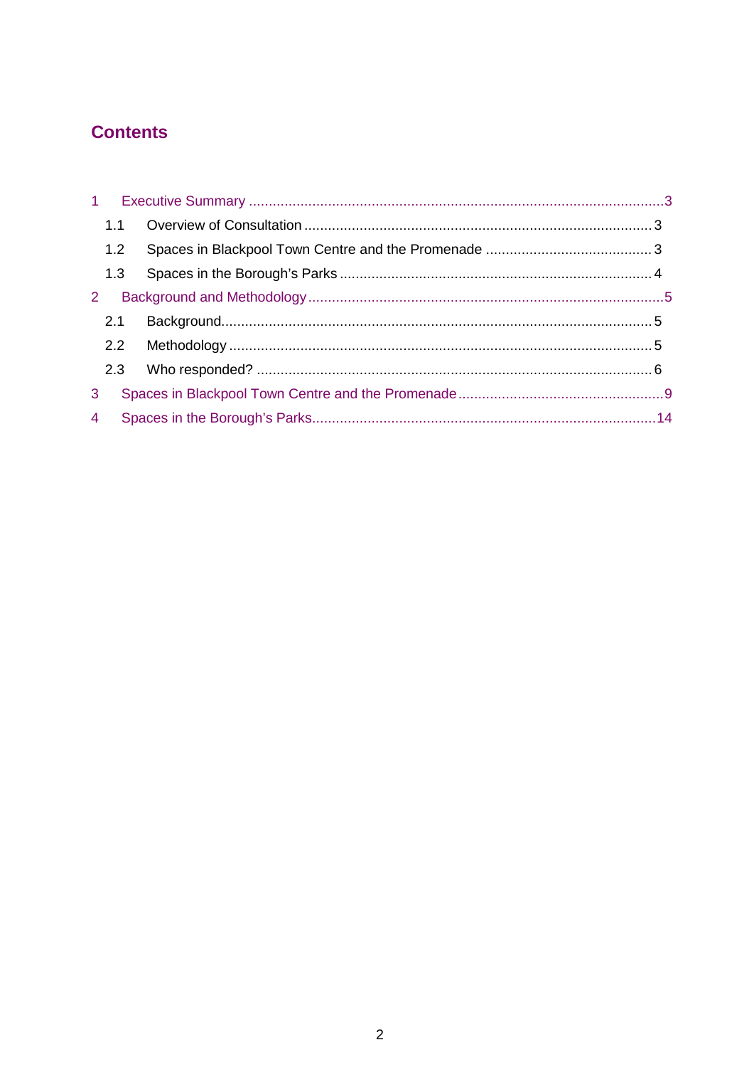# Contents

1 Executive Summary .......................................................................................................3
  1.1 Overview of Consultation .......................................................................................3
  1.2 Spaces in Blackpool Town Centre and the Promenade ..........................................3
  1.3 Spaces in the Borough's Parks ..............................................................................4
2 Background and Methodology........................................................................................5
  2.1 Background...........................................................................................................5
  2.2 Methodology .........................................................................................................5
  2.3 Who responded? ...................................................................................................6
3 Spaces in Blackpool Town Centre and the Promenade...................................................9
4 Spaces in the Borough's Parks......................................................................................14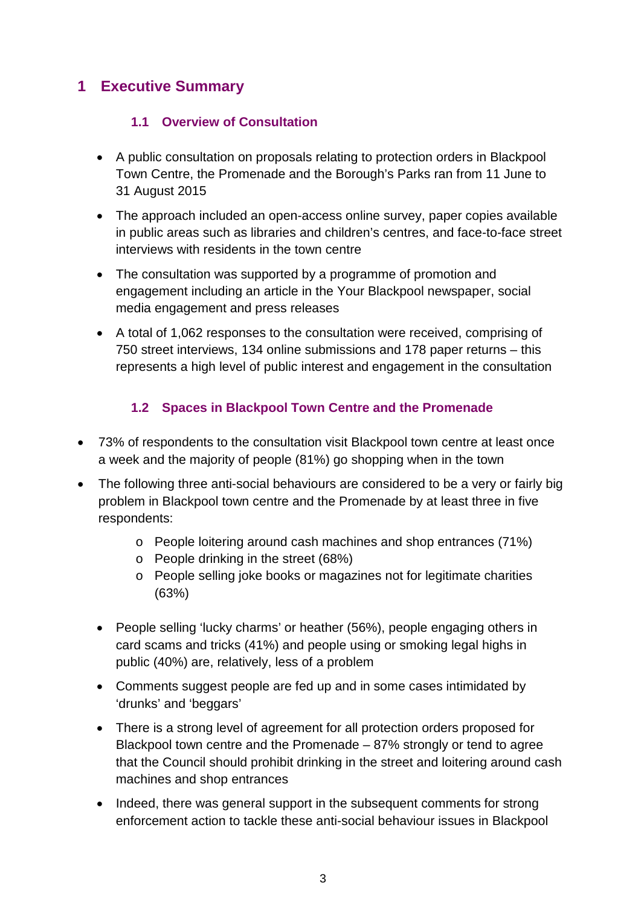# 1 Executive Summary

## 1.1 Overview of Consultation

- A public consultation on proposals relating to protection orders in Blackpool Town Centre, the Promenade and the Borough's Parks ran from 11 June to 31 August 2015
- The approach included an open-access online survey, paper copies available in public areas such as libraries and children's centres, and face-to-face street interviews with residents in the town centre
- The consultation was supported by a programme of promotion and engagement including an article in the Your Blackpool newspaper, social media engagement and press releases
- A total of 1,062 responses to the consultation were received, comprising of 750 street interviews, 134 online submissions and 178 paper returns – this represents a high level of public interest and engagement in the consultation

## 1.2 Spaces in Blackpool Town Centre and the Promenade

- 73% of respondents to the consultation visit Blackpool town centre at least once a week and the majority of people (81%) go shopping when in the town
- The following three anti-social behaviours are considered to be a very or fairly big problem in Blackpool town centre and the Promenade by at least three in five respondents:
  - People loitering around cash machines and shop entrances (71%)
  - People drinking in the street (68%)
  - People selling joke books or magazines not for legitimate charities (63%)
- People selling 'lucky charms' or heather (56%), people engaging others in card scams and tricks (41%) and people using or smoking legal highs in public (40%) are, relatively, less of a problem
- Comments suggest people are fed up and in some cases intimidated by 'drunks' and 'beggars'
- There is a strong level of agreement for all protection orders proposed for Blackpool town centre and the Promenade – 87% strongly or tend to agree that the Council should prohibit drinking in the street and loitering around cash machines and shop entrances
- Indeed, there was general support in the subsequent comments for strong enforcement action to tackle these anti-social behaviour issues in Blackpool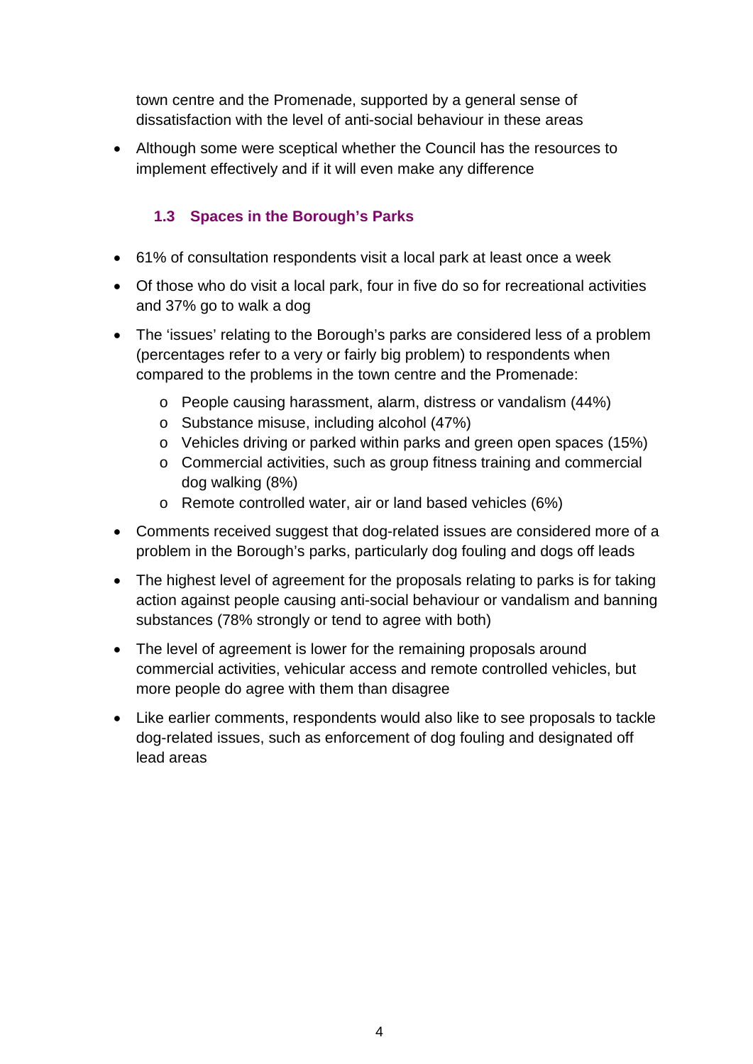town centre and the Promenade, supported by a general sense of dissatisfaction with the level of anti-social behaviour in these areas

- Although some were sceptical whether the Council has the resources to implement effectively and if it will even make any difference

### 1.3 Spaces in the Borough's Parks

- 61% of consultation respondents visit a local park at least once a week
- Of those who do visit a local park, four in five do so for recreational activities and 37% go to walk a dog
- The 'issues' relating to the Borough's parks are considered less of a problem (percentages refer to a very or fairly big problem) to respondents when compared to the problems in the town centre and the Promenade:
  - People causing harassment, alarm, distress or vandalism (44%)
  - Substance misuse, including alcohol (47%)
  - Vehicles driving or parked within parks and green open spaces (15%)
  - Commercial activities, such as group fitness training and commercial dog walking (8%)
  - Remote controlled water, air or land based vehicles (6%)
- Comments received suggest that dog-related issues are considered more of a problem in the Borough's parks, particularly dog fouling and dogs off leads
- The highest level of agreement for the proposals relating to parks is for taking action against people causing anti-social behaviour or vandalism and banning substances (78% strongly or tend to agree with both)
- The level of agreement is lower for the remaining proposals around commercial activities, vehicular access and remote controlled vehicles, but more people do agree with them than disagree
- Like earlier comments, respondents would also like to see proposals to tackle dog-related issues, such as enforcement of dog fouling and designated off lead areas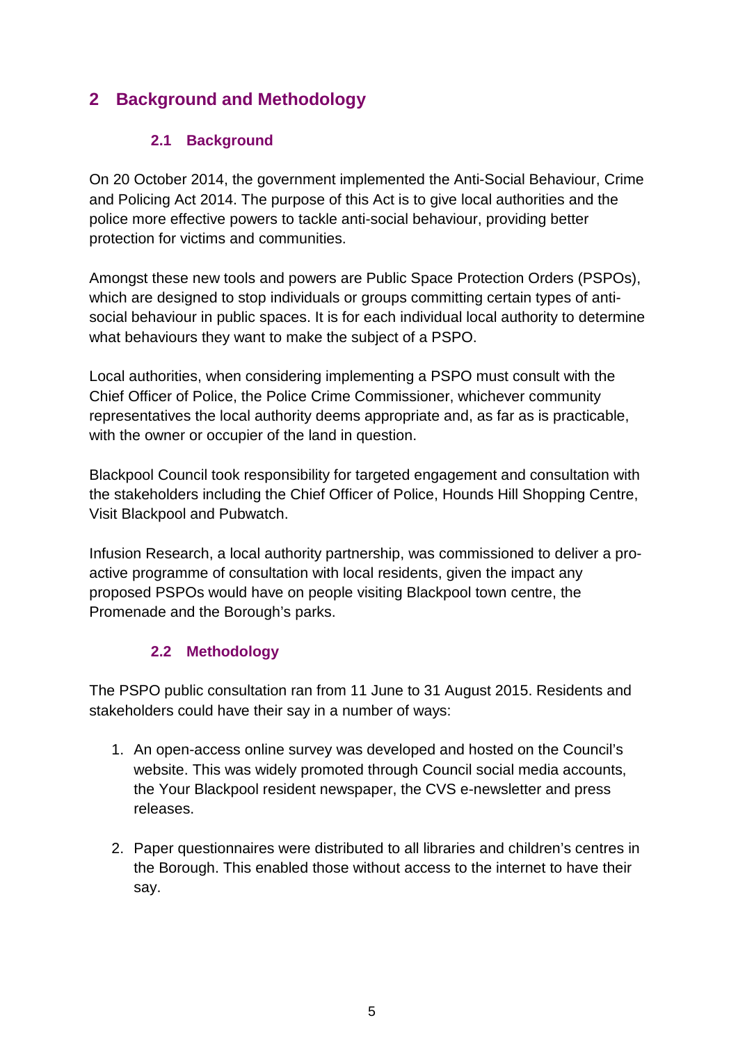# 2 Background and Methodology

## 2.1 Background

On 20 October 2014, the government implemented the Anti-Social Behaviour, Crime and Policing Act 2014. The purpose of this Act is to give local authorities and the police more effective powers to tackle anti-social behaviour, providing better protection for victims and communities.

Amongst these new tools and powers are Public Space Protection Orders (PSPOs), which are designed to stop individuals or groups committing certain types of anti-social behaviour in public spaces. It is for each individual local authority to determine what behaviours they want to make the subject of a PSPO.

Local authorities, when considering implementing a PSPO must consult with the Chief Officer of Police, the Police Crime Commissioner, whichever community representatives the local authority deems appropriate and, as far as is practicable, with the owner or occupier of the land in question.

Blackpool Council took responsibility for targeted engagement and consultation with the stakeholders including the Chief Officer of Police, Hounds Hill Shopping Centre, Visit Blackpool and Pubwatch.

Infusion Research, a local authority partnership, was commissioned to deliver a pro-active programme of consultation with local residents, given the impact any proposed PSPOs would have on people visiting Blackpool town centre, the Promenade and the Borough's parks.

## 2.2 Methodology

The PSPO public consultation ran from 11 June to 31 August 2015. Residents and stakeholders could have their say in a number of ways:

1. An open-access online survey was developed and hosted on the Council's website. This was widely promoted through Council social media accounts, the Your Blackpool resident newspaper, the CVS e-newsletter and press releases.

2. Paper questionnaires were distributed to all libraries and children's centres in the Borough. This enabled those without access to the internet to have their say.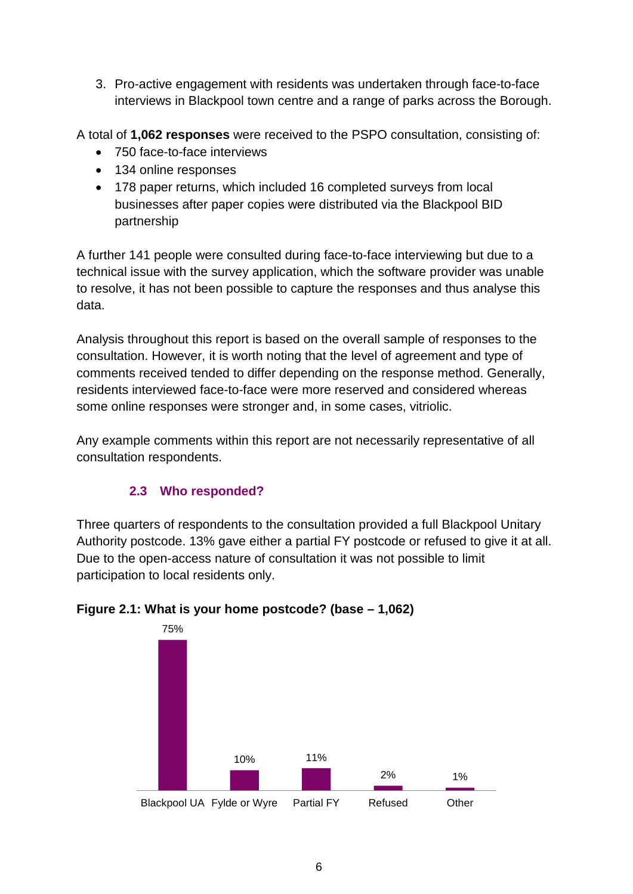3. Pro-active engagement with residents was undertaken through face-to-face interviews in Blackpool town centre and a range of parks across the Borough.

A total of **1,062 responses** were received to the PSPO consultation, consisting of:

- 750 face-to-face interviews
- 134 online responses
- 178 paper returns, which included 16 completed surveys from local businesses after paper copies were distributed via the Blackpool BID partnership

A further 141 people were consulted during face-to-face interviewing but due to a technical issue with the survey application, which the software provider was unable to resolve, it has not been possible to capture the responses and thus analyse this data.

Analysis throughout this report is based on the overall sample of responses to the consultation. However, it is worth noting that the level of agreement and type of comments received tended to differ depending on the response method. Generally, residents interviewed face-to-face were more reserved and considered whereas some online responses were stronger and, in some cases, vitriolic.

Any example comments within this report are not necessarily representative of all consultation respondents.

### 2.3 Who responded?

Three quarters of respondents to the consultation provided a full Blackpool Unitary Authority postcode. 13% gave either a partial FY postcode or refused to give it at all. Due to the open-access nature of consultation it was not possible to limit participation to local residents only.

**Figure 2.1: What is your home postcode? (base – 1,062)**

| Blackpool UA | Fylde or Wyre | Partial FY | Refused | Other |
|---|---|---|---|---|
| 75% | 10% | 11% | 2% | 1% |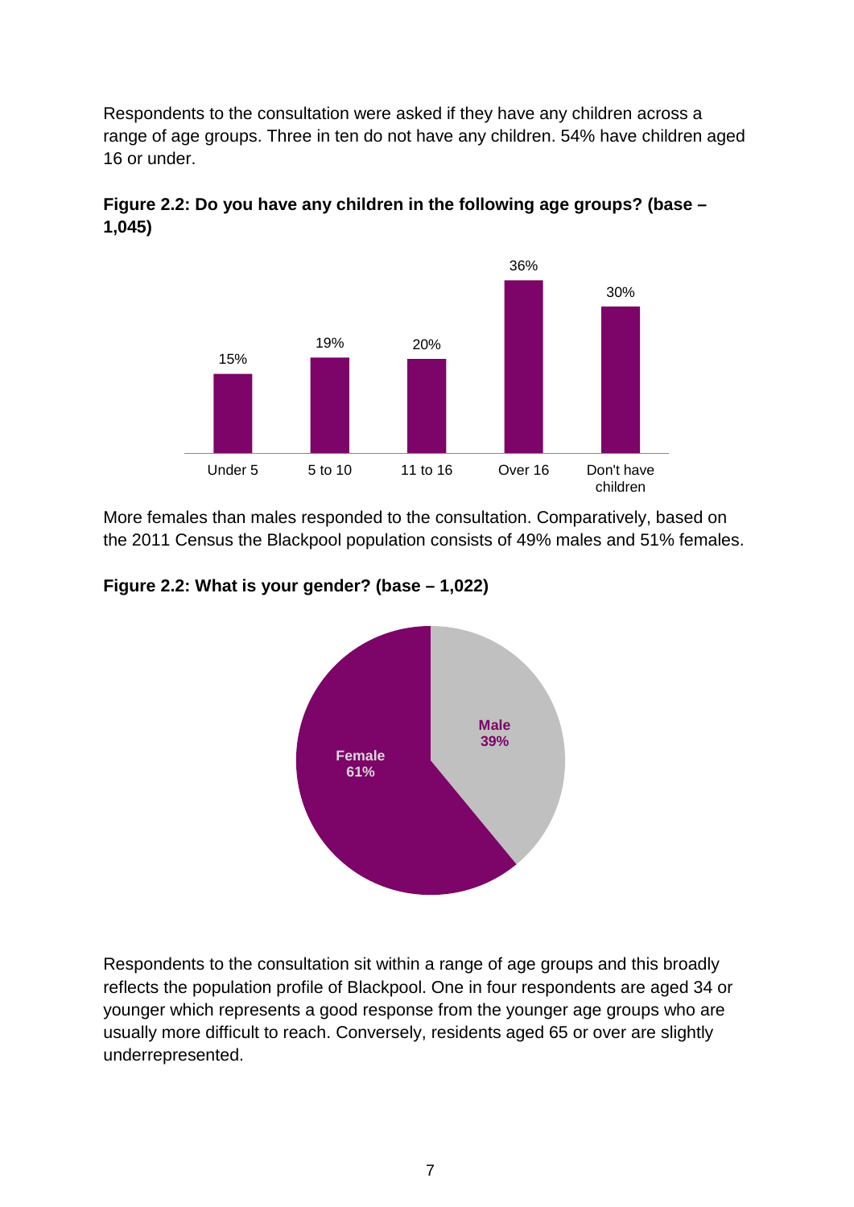Respondents to the consultation were asked if they have any children across a range of age groups. Three in ten do not have any children. 54% have children aged 16 or under.

**Figure 2.2: Do you have any children in the following age groups? (base – 1,045)**

| Age group | % |
|---|---|
| Under 5 | 15% |
| 5 to 10 | 19% |
| 11 to 16 | 20% |
| Over 16 | 36% |
| Don't have children | 30% |

More females than males responded to the consultation. Comparatively, based on the 2011 Census the Blackpool population consists of 49% males and 51% females.

**Figure 2.2: What is your gender? (base – 1,022)**

| Gender | % |
|---|---|
| Male | 39% |
| Female | 61% |

Respondents to the consultation sit within a range of age groups and this broadly reflects the population profile of Blackpool. One in four respondents are aged 34 or younger which represents a good response from the younger age groups who are usually more difficult to reach. Conversely, residents aged 65 or over are slightly underrepresented.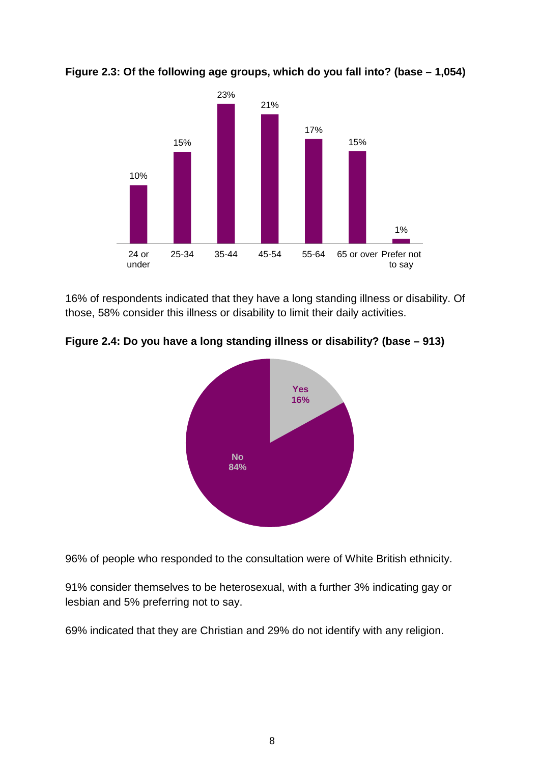**Figure 2.3: Of the following age groups, which do you fall into? (base – 1,054)**

| 24 or under | 25-34 | 35-44 | 45-54 | 55-64 | 65 or over | Prefer not to say |
| --- | --- | --- | --- | --- | --- | --- |
| 10% | 15% | 23% | 21% | 17% | 15% | 1% |

16% of respondents indicated that they have a long standing illness or disability. Of those, 58% consider this illness or disability to limit their daily activities.

**Figure 2.4: Do you have a long standing illness or disability? (base – 913)**

| Yes | No |
| --- | --- |
| 16% | 84% |

96% of people who responded to the consultation were of White British ethnicity.

91% consider themselves to be heterosexual, with a further 3% indicating gay or lesbian and 5% preferring not to say.

69% indicated that they are Christian and 29% do not identify with any religion.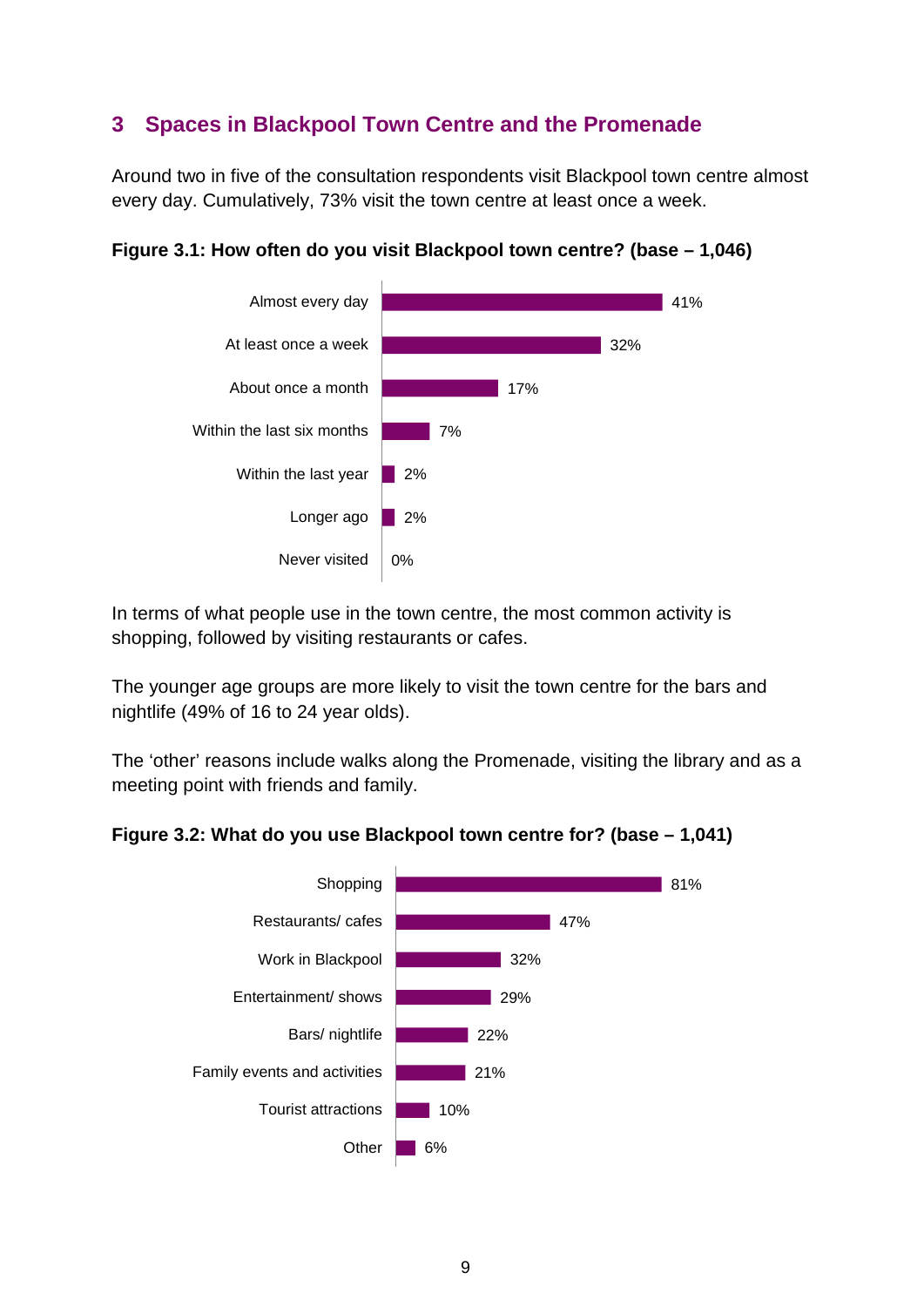## 3 Spaces in Blackpool Town Centre and the Promenade

Around two in five of the consultation respondents visit Blackpool town centre almost every day. Cumulatively, 73% visit the town centre at least once a week.

**Figure 3.1: How often do you visit Blackpool town centre? (base – 1,046)**

| Response | % |
|---|---|
| Almost every day | 41% |
| At least once a week | 32% |
| About once a month | 17% |
| Within the last six months | 7% |
| Within the last year | 2% |
| Longer ago | 2% |
| Never visited | 0% |

In terms of what people use in the town centre, the most common activity is shopping, followed by visiting restaurants or cafes.

The younger age groups are more likely to visit the town centre for the bars and nightlife (49% of 16 to 24 year olds).

The 'other' reasons include walks along the Promenade, visiting the library and as a meeting point with friends and family.

**Figure 3.2: What do you use Blackpool town centre for? (base – 1,041)**

| Response | % |
|---|---|
| Shopping | 81% |
| Restaurants/ cafes | 47% |
| Work in Blackpool | 32% |
| Entertainment/ shows | 29% |
| Bars/ nightlife | 22% |
| Family events and activities | 21% |
| Tourist attractions | 10% |
| Other | 6% |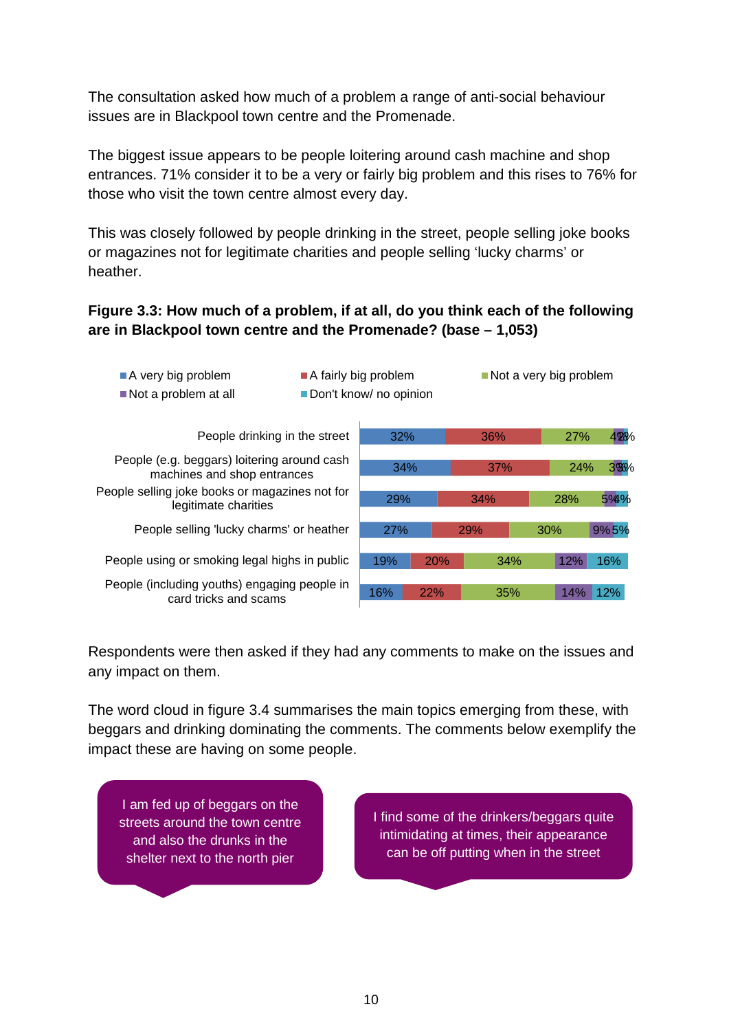The consultation asked how much of a problem a range of anti-social behaviour issues are in Blackpool town centre and the Promenade.

The biggest issue appears to be people loitering around cash machine and shop entrances. 71% consider it to be a very or fairly big problem and this rises to 76% for those who visit the town centre almost every day.

This was closely followed by people drinking in the street, people selling joke books or magazines not for legitimate charities and people selling 'lucky charms' or heather.

**Figure 3.3: How much of a problem, if at all, do you think each of the following are in Blackpool town centre and the Promenade? (base – 1,053)**

| | A very big problem | A fairly big problem | Not a very big problem | Not a problem at all | Don't know/ no opinion |
|---|---|---|---|---|---|
| People drinking in the street | 32% | 36% | 27% | 4% | 2% |
| People (e.g. beggars) loitering around cash machines and shop entrances | 34% | 37% | 24% | 3% | 3% |
| People selling joke books or magazines not for legitimate charities | 29% | 34% | 28% | 5% | 4% |
| People selling 'lucky charms' or heather | 27% | 29% | 30% | 9% | 5% |
| People using or smoking legal highs in public | 19% | 20% | 34% | 12% | 16% |
| People (including youths) engaging people in card tricks and scams | 16% | 22% | 35% | 14% | 12% |

Respondents were then asked if they had any comments to make on the issues and any impact on them.

The word cloud in figure 3.4 summarises the main topics emerging from these, with beggars and drinking dominating the comments. The comments below exemplify the impact these are having on some people.

> I am fed up of beggars on the streets around the town centre and also the drunks in the shelter next to the north pier

> I find some of the drinkers/beggars quite intimidating at times, their appearance can be off putting when in the street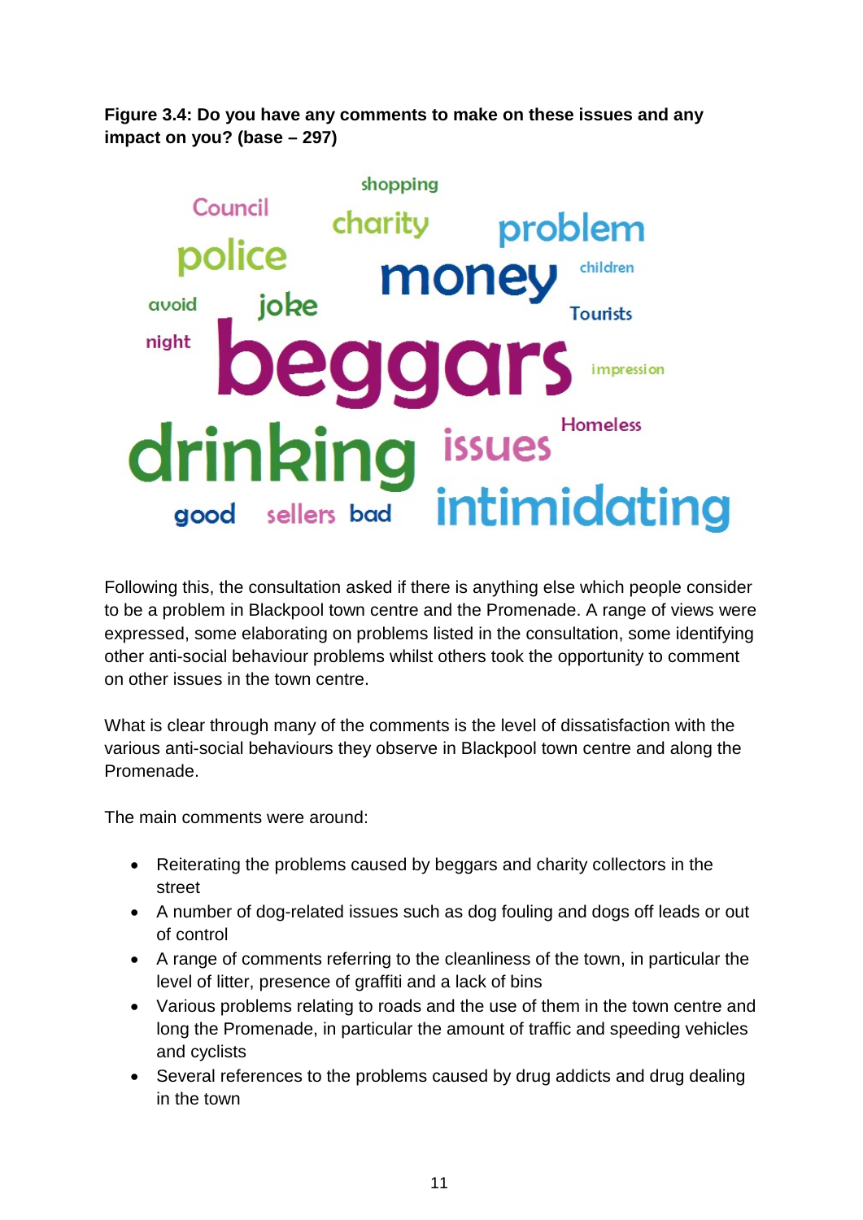**Figure 3.4: Do you have any comments to make on these issues and any impact on you? (base – 297)**

shopping Council charity problem police money children avoid joke Tourists night beggars impression Homeless drinking issues good sellers bad intimidating

Following this, the consultation asked if there is anything else which people consider to be a problem in Blackpool town centre and the Promenade. A range of views were expressed, some elaborating on problems listed in the consultation, some identifying other anti-social behaviour problems whilst others took the opportunity to comment on other issues in the town centre.

What is clear through many of the comments is the level of dissatisfaction with the various anti-social behaviours they observe in Blackpool town centre and along the Promenade.

The main comments were around:

- Reiterating the problems caused by beggars and charity collectors in the street
- A number of dog-related issues such as dog fouling and dogs off leads or out of control
- A range of comments referring to the cleanliness of the town, in particular the level of litter, presence of graffiti and a lack of bins
- Various problems relating to roads and the use of them in the town centre and long the Promenade, in particular the amount of traffic and speeding vehicles and cyclists
- Several references to the problems caused by drug addicts and drug dealing in the town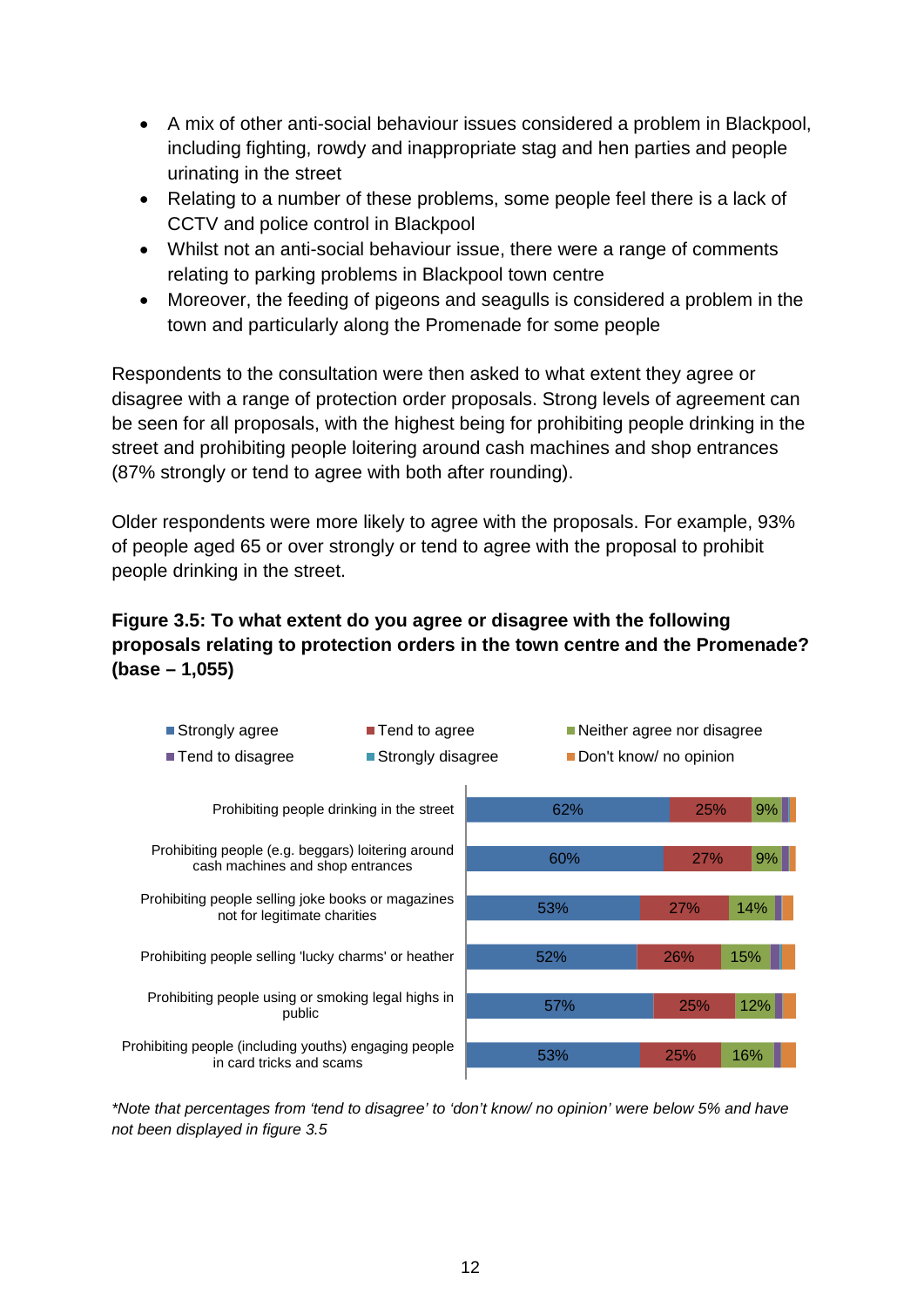- A mix of other anti-social behaviour issues considered a problem in Blackpool, including fighting, rowdy and inappropriate stag and hen parties and people urinating in the street
- Relating to a number of these problems, some people feel there is a lack of CCTV and police control in Blackpool
- Whilst not an anti-social behaviour issue, there were a range of comments relating to parking problems in Blackpool town centre
- Moreover, the feeding of pigeons and seagulls is considered a problem in the town and particularly along the Promenade for some people

Respondents to the consultation were then asked to what extent they agree or disagree with a range of protection order proposals. Strong levels of agreement can be seen for all proposals, with the highest being for prohibiting people drinking in the street and prohibiting people loitering around cash machines and shop entrances (87% strongly or tend to agree with both after rounding).

Older respondents were more likely to agree with the proposals. For example, 93% of people aged 65 or over strongly or tend to agree with the proposal to prohibit people drinking in the street.

**Figure 3.5: To what extent do you agree or disagree with the following proposals relating to protection orders in the town centre and the Promenade? (base – 1,055)**

| Proposal | Strongly agree | Tend to agree | Neither agree nor disagree | Tend to disagree | Strongly disagree | Don't know/ no opinion |
|---|---|---|---|---|---|---|
| Prohibiting people drinking in the street | 62% | 25% | 9% | | | |
| Prohibiting people (e.g. beggars) loitering around cash machines and shop entrances | 60% | 27% | 9% | | | |
| Prohibiting people selling joke books or magazines not for legitimate charities | 53% | 27% | 14% | | | |
| Prohibiting people selling 'lucky charms' or heather | 52% | 26% | 15% | | | |
| Prohibiting people using or smoking legal highs in public | 57% | 25% | 12% | | | |
| Prohibiting people (including youths) engaging people in card tricks and scams | 53% | 25% | 16% | | | |

*\*Note that percentages from 'tend to disagree' to 'don't know/ no opinion' were below 5% and have not been displayed in figure 3.5*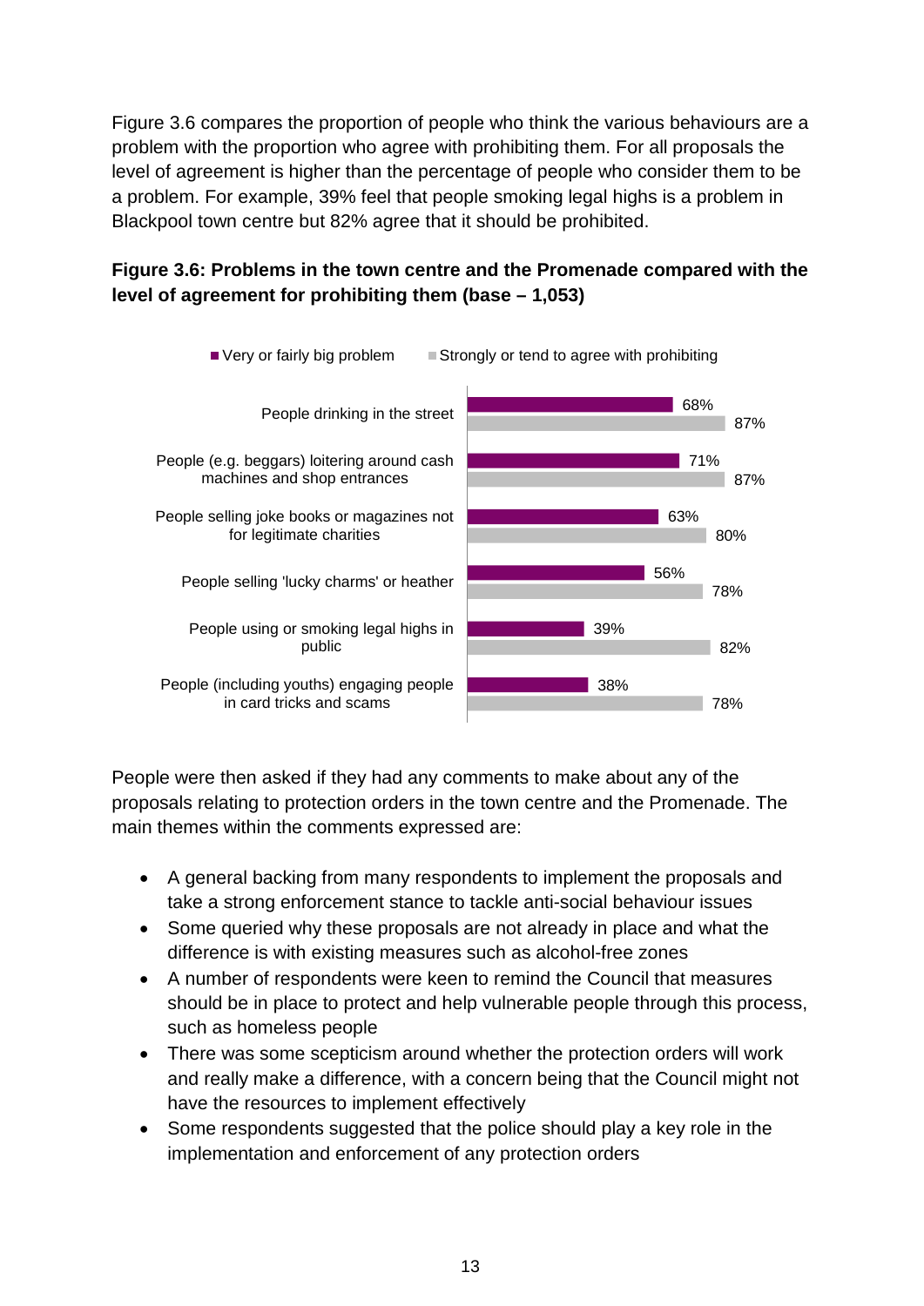Figure 3.6 compares the proportion of people who think the various behaviours are a problem with the proportion who agree with prohibiting them. For all proposals the level of agreement is higher than the percentage of people who consider them to be a problem. For example, 39% feel that people smoking legal highs is a problem in Blackpool town centre but 82% agree that it should be prohibited.

**Figure 3.6: Problems in the town centre and the Promenade compared with the level of agreement for prohibiting them (base – 1,053)**

| | Very or fairly big problem | Strongly or tend to agree with prohibiting |
|---|---|---|
| People drinking in the street | 68% | 87% |
| People (e.g. beggars) loitering around cash machines and shop entrances | 71% | 87% |
| People selling joke books or magazines not for legitimate charities | 63% | 80% |
| People selling 'lucky charms' or heather | 56% | 78% |
| People using or smoking legal highs in public | 39% | 82% |
| People (including youths) engaging people in card tricks and scams | 38% | 78% |

People were then asked if they had any comments to make about any of the proposals relating to protection orders in the town centre and the Promenade. The main themes within the comments expressed are:

- A general backing from many respondents to implement the proposals and take a strong enforcement stance to tackle anti-social behaviour issues
- Some queried why these proposals are not already in place and what the difference is with existing measures such as alcohol-free zones
- A number of respondents were keen to remind the Council that measures should be in place to protect and help vulnerable people through this process, such as homeless people
- There was some scepticism around whether the protection orders will work and really make a difference, with a concern being that the Council might not have the resources to implement effectively
- Some respondents suggested that the police should play a key role in the implementation and enforcement of any protection orders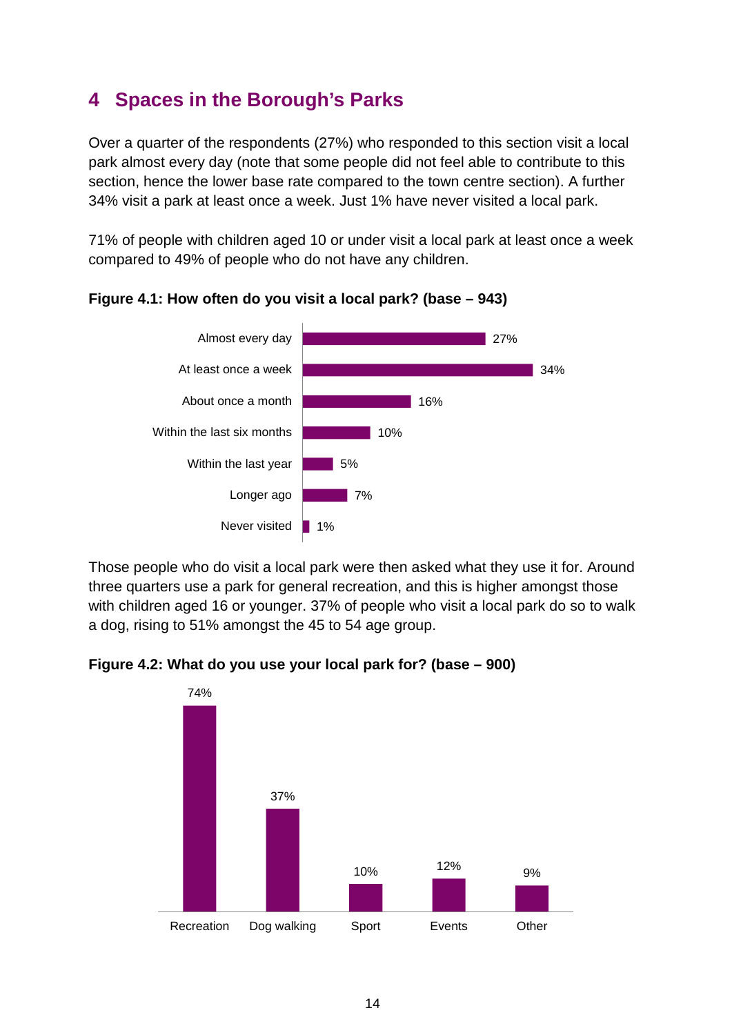## 4 Spaces in the Borough's Parks

Over a quarter of the respondents (27%) who responded to this section visit a local park almost every day (note that some people did not feel able to contribute to this section, hence the lower base rate compared to the town centre section). A further 34% visit a park at least once a week. Just 1% have never visited a local park.

71% of people with children aged 10 or under visit a local park at least once a week compared to 49% of people who do not have any children.

**Figure 4.1: How often do you visit a local park? (base – 943)**

| Frequency | % |
|---|---|
| Almost every day | 27% |
| At least once a week | 34% |
| About once a month | 16% |
| Within the last six months | 10% |
| Within the last year | 5% |
| Longer ago | 7% |
| Never visited | 1% |

Those people who do visit a local park were then asked what they use it for. Around three quarters use a park for general recreation, and this is higher amongst those with children aged 16 or younger. 37% of people who visit a local park do so to walk a dog, rising to 51% amongst the 45 to 54 age group.

**Figure 4.2: What do you use your local park for? (base – 900)**

| Use | % |
|---|---|
| Recreation | 74% |
| Dog walking | 37% |
| Sport | 10% |
| Events | 12% |
| Other | 9% |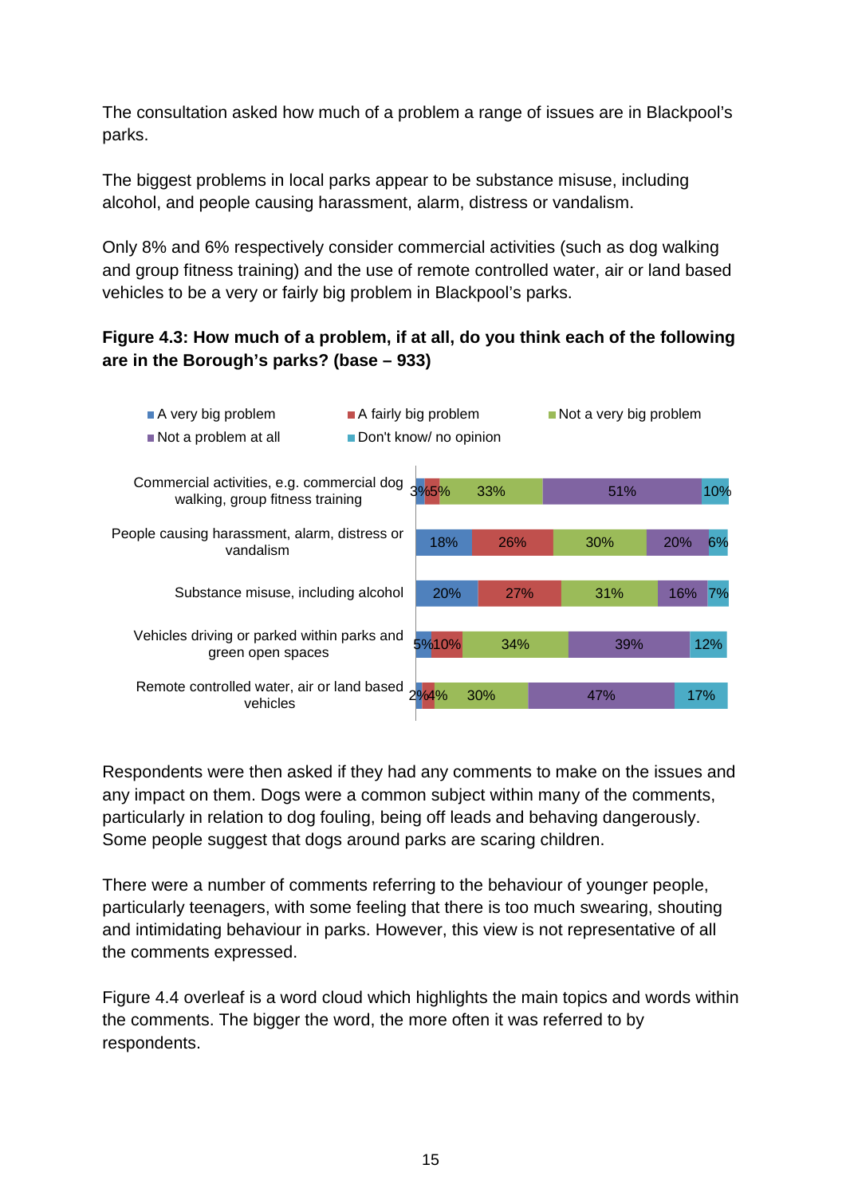The consultation asked how much of a problem a range of issues are in Blackpool's parks.

The biggest problems in local parks appear to be substance misuse, including alcohol, and people causing harassment, alarm, distress or vandalism.

Only 8% and 6% respectively consider commercial activities (such as dog walking and group fitness training) and the use of remote controlled water, air or land based vehicles to be a very or fairly big problem in Blackpool's parks.

**Figure 4.3: How much of a problem, if at all, do you think each of the following are in the Borough's parks? (base – 933)**

| | A very big problem | A fairly big problem | Not a very big problem | Not a problem at all | Don't know/ no opinion |
|---|---|---|---|---|---|
| Commercial activities, e.g. commercial dog walking, group fitness training | 3% | 5% | 33% | 51% | 10% |
| People causing harassment, alarm, distress or vandalism | 18% | 26% | 30% | 20% | 6% |
| Substance misuse, including alcohol | 20% | 27% | 31% | 16% | 7% |
| Vehicles driving or parked within parks and green open spaces | 5% | 10% | 34% | 39% | 12% |
| Remote controlled water, air or land based vehicles | 2% | 4% | 30% | 47% | 17% |

Respondents were then asked if they had any comments to make on the issues and any impact on them. Dogs were a common subject within many of the comments, particularly in relation to dog fouling, being off leads and behaving dangerously. Some people suggest that dogs around parks are scaring children.

There were a number of comments referring to the behaviour of younger people, particularly teenagers, with some feeling that there is too much swearing, shouting and intimidating behaviour in parks. However, this view is not representative of all the comments expressed.

Figure 4.4 overleaf is a word cloud which highlights the main topics and words within the comments. The bigger the word, the more often it was referred to by respondents.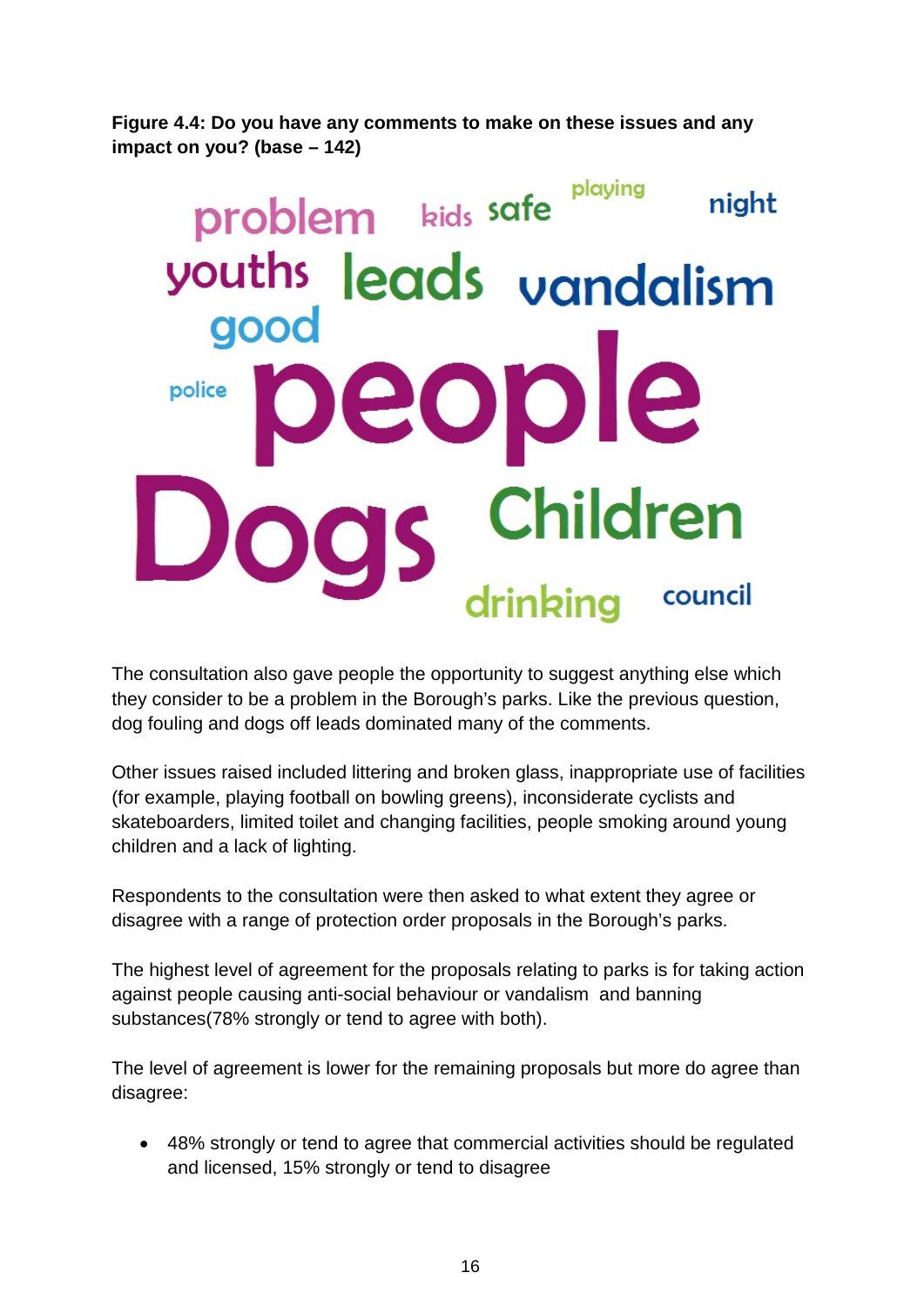**Figure 4.4: Do you have any comments to make on these issues and any impact on you? (base – 142)**

problem kids safe playing night youths leads vandalism good police people Dogs Children drinking council

The consultation also gave people the opportunity to suggest anything else which they consider to be a problem in the Borough's parks. Like the previous question, dog fouling and dogs off leads dominated many of the comments.

Other issues raised included littering and broken glass, inappropriate use of facilities (for example, playing football on bowling greens), inconsiderate cyclists and skateboarders, limited toilet and changing facilities, people smoking around young children and a lack of lighting.

Respondents to the consultation were then asked to what extent they agree or disagree with a range of protection order proposals in the Borough's parks.

The highest level of agreement for the proposals relating to parks is for taking action against people causing anti-social behaviour or vandalism and banning substances(78% strongly or tend to agree with both).

The level of agreement is lower for the remaining proposals but more do agree than disagree:

- 48% strongly or tend to agree that commercial activities should be regulated and licensed, 15% strongly or tend to disagree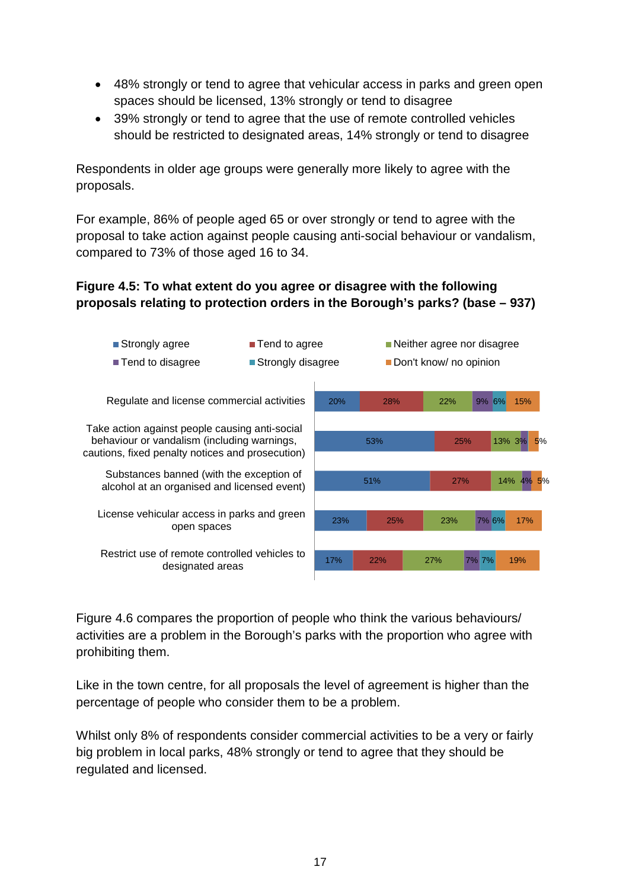- 48% strongly or tend to agree that vehicular access in parks and green open spaces should be licensed, 13% strongly or tend to disagree
- 39% strongly or tend to agree that the use of remote controlled vehicles should be restricted to designated areas, 14% strongly or tend to disagree

Respondents in older age groups were generally more likely to agree with the proposals.

For example, 86% of people aged 65 or over strongly or tend to agree with the proposal to take action against people causing anti-social behaviour or vandalism, compared to 73% of those aged 16 to 34.

**Figure 4.5: To what extent do you agree or disagree with the following proposals relating to protection orders in the Borough's parks? (base – 937)**

| | Strongly agree | Tend to agree | Neither agree nor disagree | Tend to disagree | Strongly disagree | Don't know/ no opinion |
|---|---|---|---|---|---|---|
| Regulate and license commercial activities | 20% | 28% | 22% | 9% | 6% | 15% |
| Take action against people causing anti-social behaviour or vandalism (including warnings, cautions, fixed penalty notices and prosecution) | 53% | 25% | 13% | 3% | | 5% |
| Substances banned (with the exception of alcohol at an organised and licensed event) | 51% | 27% | 14% | 4% | | 5% |
| License vehicular access in parks and green open spaces | 23% | 25% | 23% | 7% | 6% | 17% |
| Restrict use of remote controlled vehicles to designated areas | 17% | 22% | 27% | 7% | 7% | 19% |

Figure 4.6 compares the proportion of people who think the various behaviours/ activities are a problem in the Borough's parks with the proportion who agree with prohibiting them.

Like in the town centre, for all proposals the level of agreement is higher than the percentage of people who consider them to be a problem.

Whilst only 8% of respondents consider commercial activities to be a very or fairly big problem in local parks, 48% strongly or tend to agree that they should be regulated and licensed.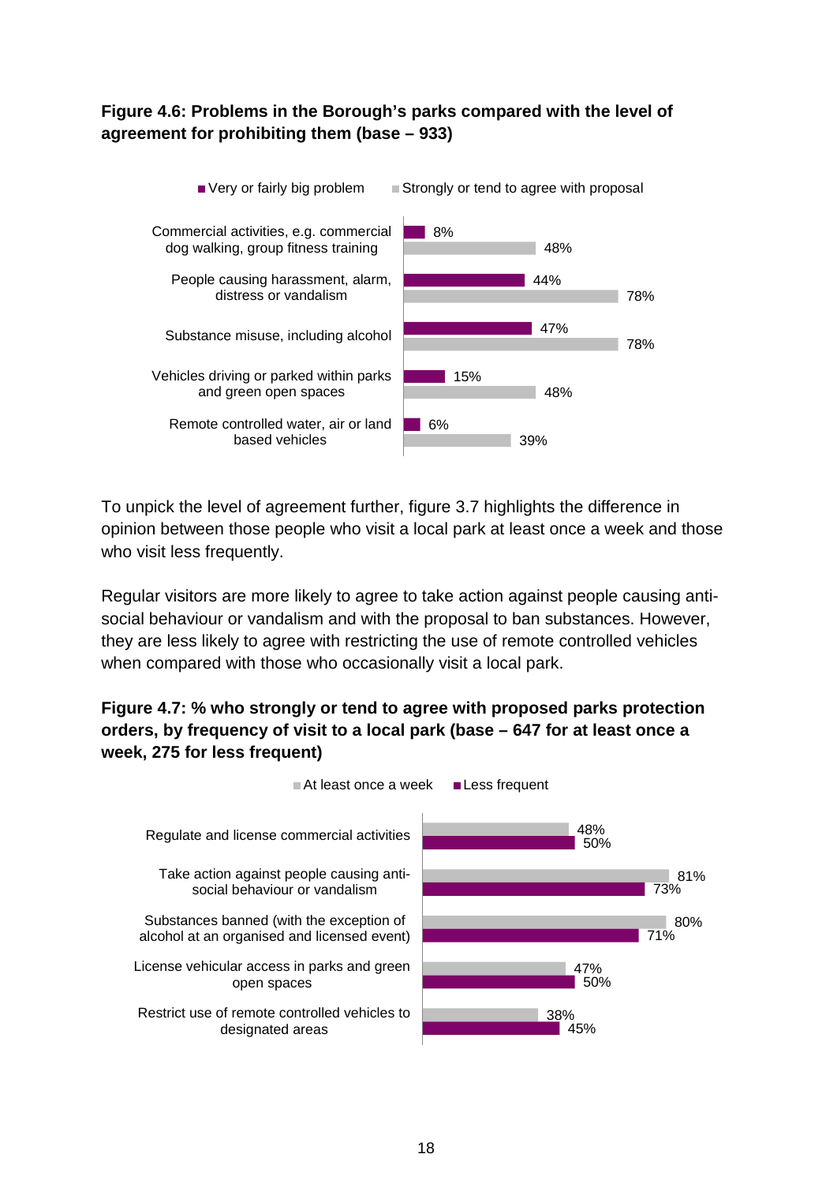**Figure 4.6: Problems in the Borough's parks compared with the level of agreement for prohibiting them (base – 933)**

| | Very or fairly big problem | Strongly or tend to agree with proposal |
|---|---|---|
| Commercial activities, e.g. commercial dog walking, group fitness training | 8% | 48% |
| People causing harassment, alarm, distress or vandalism | 44% | 78% |
| Substance misuse, including alcohol | 47% | 78% |
| Vehicles driving or parked within parks and green open spaces | 15% | 48% |
| Remote controlled water, air or land based vehicles | 6% | 39% |

To unpick the level of agreement further, figure 3.7 highlights the difference in opinion between those people who visit a local park at least once a week and those who visit less frequently.

Regular visitors are more likely to agree to take action against people causing anti-social behaviour or vandalism and with the proposal to ban substances. However, they are less likely to agree with restricting the use of remote controlled vehicles when compared with those who occasionally visit a local park.

**Figure 4.7: % who strongly or tend to agree with proposed parks protection orders, by frequency of visit to a local park (base – 647 for at least once a week, 275 for less frequent)**

| | At least once a week | Less frequent |
|---|---|---|
| Regulate and license commercial activities | 48% | 50% |
| Take action against people causing anti-social behaviour or vandalism | 81% | 73% |
| Substances banned (with the exception of alcohol at an organised and licensed event) | 80% | 71% |
| License vehicular access in parks and green open spaces | 47% | 50% |
| Restrict use of remote controlled vehicles to designated areas | 38% | 45% |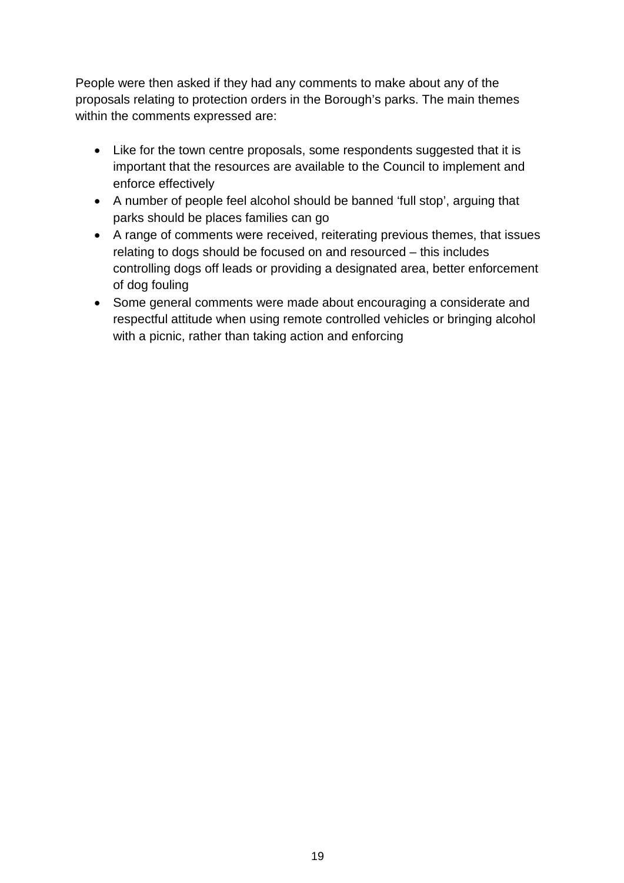People were then asked if they had any comments to make about any of the proposals relating to protection orders in the Borough's parks. The main themes within the comments expressed are:

- Like for the town centre proposals, some respondents suggested that it is important that the resources are available to the Council to implement and enforce effectively
- A number of people feel alcohol should be banned 'full stop', arguing that parks should be places families can go
- A range of comments were received, reiterating previous themes, that issues relating to dogs should be focused on and resourced – this includes controlling dogs off leads or providing a designated area, better enforcement of dog fouling
- Some general comments were made about encouraging a considerate and respectful attitude when using remote controlled vehicles or bringing alcohol with a picnic, rather than taking action and enforcing